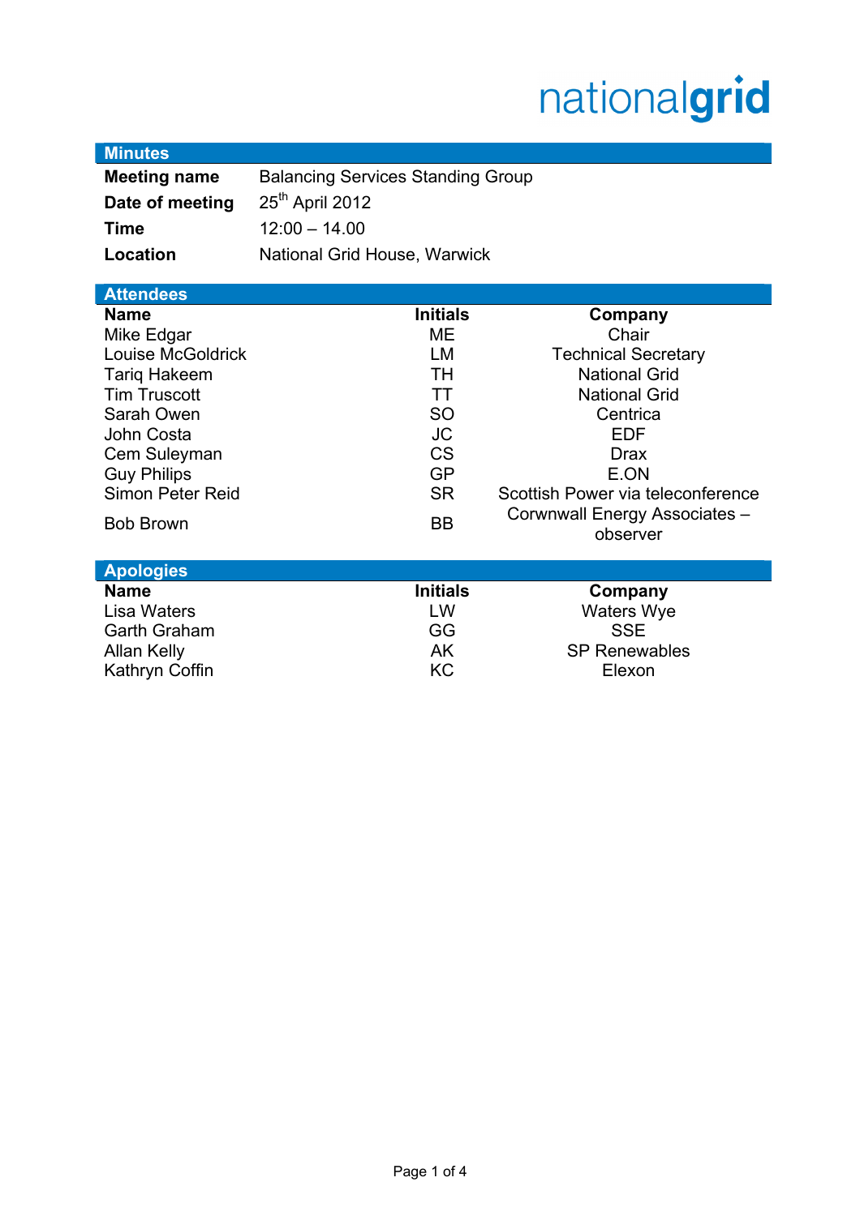nationalgrid

## Minutes

| | |
|---|---|
| **Meeting name** | Balancing Services Standing Group |
| **Date of meeting** | 25th April 2012 |
| **Time** | 12:00 – 14.00 |
| **Location** | National Grid House, Warwick |

## Attendees

| Name | Initials | Company |
|---|---|---|
| Mike Edgar | ME | Chair |
| Louise McGoldrick | LM | Technical Secretary |
| Tariq Hakeem | TH | National Grid |
| Tim Truscott | TT | National Grid |
| Sarah Owen | SO | Centrica |
| John Costa | JC | EDF |
| Cem Suleyman | CS | Drax |
| Guy Philips | GP | E.ON |
| Simon Peter Reid | SR | Scottish Power via teleconference |
| Bob Brown | BB | Corwnwall Energy Associates – observer |

## Apologies

| Name | Initials | Company |
|---|---|---|
| Lisa Waters | LW | Waters Wye |
| Garth Graham | GG | SSE |
| Allan Kelly | AK | SP Renewables |
| Kathryn Coffin | KC | Elexon |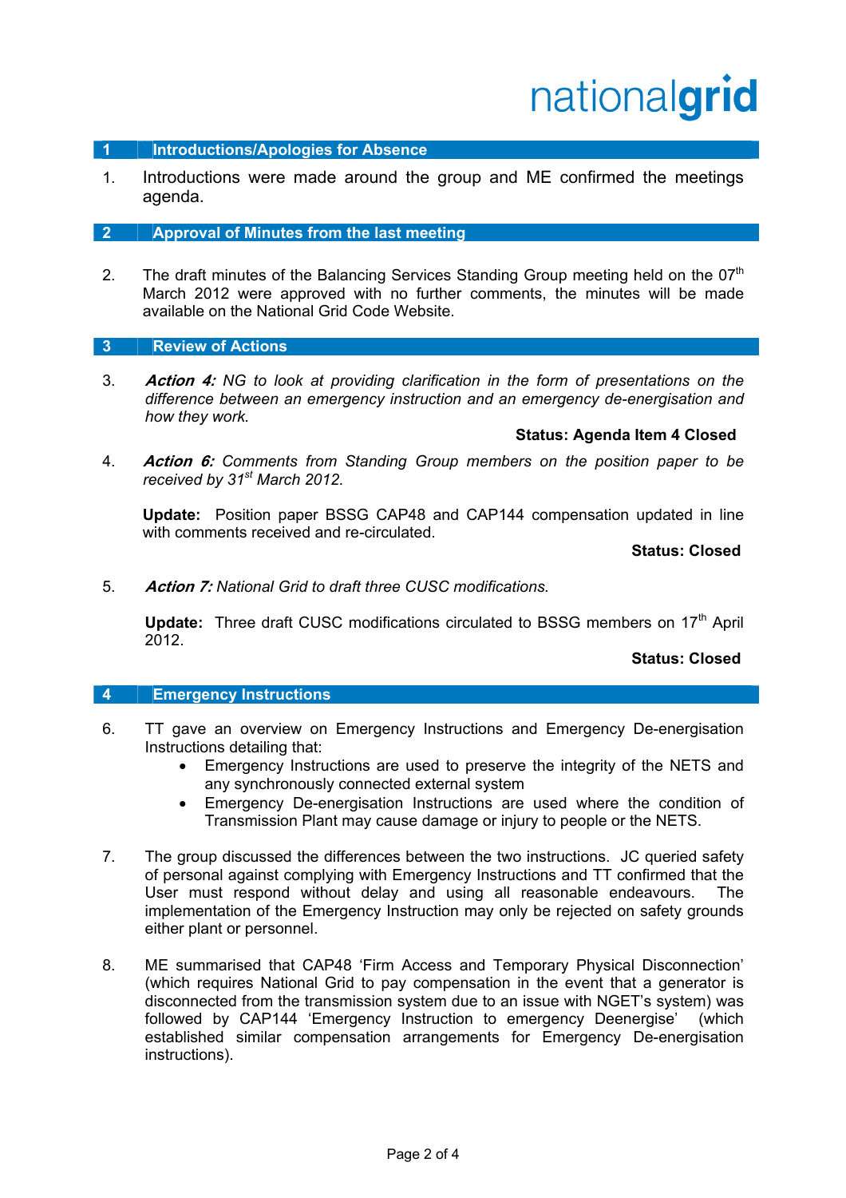## 1 Introductions/Apologies for Absence

1. Introductions were made around the group and ME confirmed the meetings agenda.

## 2 Approval of Minutes from the last meeting

2. The draft minutes of the Balancing Services Standing Group meeting held on the 07th March 2012 were approved with no further comments, the minutes will be made available on the National Grid Code Website.

## 3 Review of Actions

3. ***Action 4:*** *NG to look at providing clarification in the form of presentations on the difference between an emergency instruction and an emergency de-energisation and how they work.*

   **Status: Agenda Item 4 Closed**

4. ***Action 6:*** *Comments from Standing Group members on the position paper to be received by 31st March 2012.*

   **Update:** Position paper BSSG CAP48 and CAP144 compensation updated in line with comments received and re-circulated.

   **Status: Closed**

5. ***Action 7:*** *National Grid to draft three CUSC modifications.*

   **Update:** Three draft CUSC modifications circulated to BSSG members on 17th April 2012.

   **Status: Closed**

## 4 Emergency Instructions

6. TT gave an overview on Emergency Instructions and Emergency De-energisation Instructions detailing that:
   - Emergency Instructions are used to preserve the integrity of the NETS and any synchronously connected external system
   - Emergency De-energisation Instructions are used where the condition of Transmission Plant may cause damage or injury to people or the NETS.

7. The group discussed the differences between the two instructions. JC queried safety of personal against complying with Emergency Instructions and TT confirmed that the User must respond without delay and using all reasonable endeavours. The implementation of the Emergency Instruction may only be rejected on safety grounds either plant or personnel.

8. ME summarised that CAP48 'Firm Access and Temporary Physical Disconnection' (which requires National Grid to pay compensation in the event that a generator is disconnected from the transmission system due to an issue with NGET's system) was followed by CAP144 'Emergency Instruction to emergency Deenergise' (which established similar compensation arrangements for Emergency De-energisation instructions).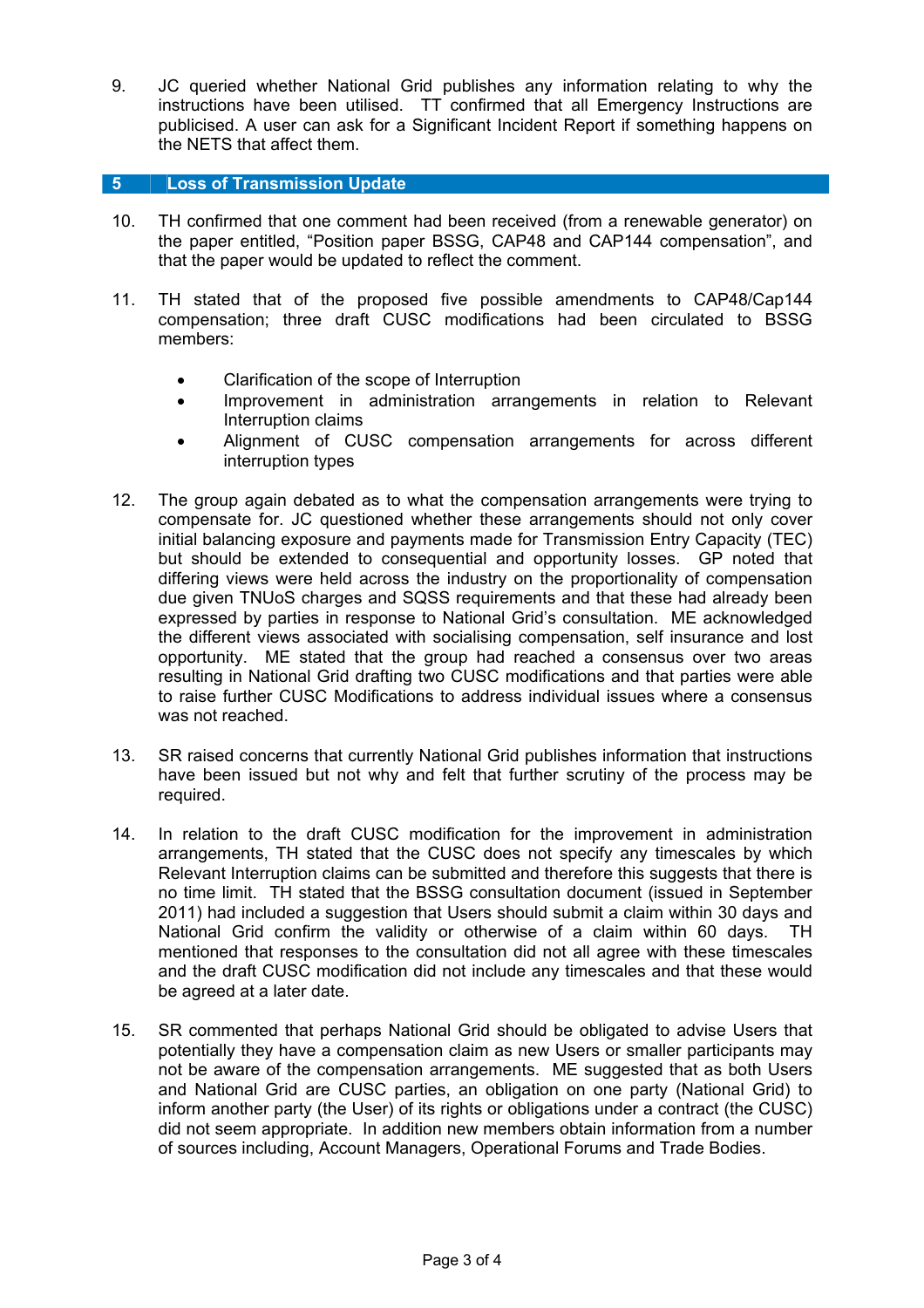9. JC queried whether National Grid publishes any information relating to why the instructions have been utilised. TT confirmed that all Emergency Instructions are publicised. A user can ask for a Significant Incident Report if something happens on the NETS that affect them.

## 5 Loss of Transmission Update

10. TH confirmed that one comment had been received (from a renewable generator) on the paper entitled, "Position paper BSSG, CAP48 and CAP144 compensation", and that the paper would be updated to reflect the comment.

11. TH stated that of the proposed five possible amendments to CAP48/Cap144 compensation; three draft CUSC modifications had been circulated to BSSG members:

    - Clarification of the scope of Interruption
    - Improvement in administration arrangements in relation to Relevant Interruption claims
    - Alignment of CUSC compensation arrangements for across different interruption types

12. The group again debated as to what the compensation arrangements were trying to compensate for. JC questioned whether these arrangements should not only cover initial balancing exposure and payments made for Transmission Entry Capacity (TEC) but should be extended to consequential and opportunity losses. GP noted that differing views were held across the industry on the proportionality of compensation due given TNUoS charges and SQSS requirements and that these had already been expressed by parties in response to National Grid's consultation. ME acknowledged the different views associated with socialising compensation, self insurance and lost opportunity. ME stated that the group had reached a consensus over two areas resulting in National Grid drafting two CUSC modifications and that parties were able to raise further CUSC Modifications to address individual issues where a consensus was not reached.

13. SR raised concerns that currently National Grid publishes information that instructions have been issued but not why and felt that further scrutiny of the process may be required.

14. In relation to the draft CUSC modification for the improvement in administration arrangements, TH stated that the CUSC does not specify any timescales by which Relevant Interruption claims can be submitted and therefore this suggests that there is no time limit. TH stated that the BSSG consultation document (issued in September 2011) had included a suggestion that Users should submit a claim within 30 days and National Grid confirm the validity or otherwise of a claim within 60 days. TH mentioned that responses to the consultation did not all agree with these timescales and the draft CUSC modification did not include any timescales and that these would be agreed at a later date.

15. SR commented that perhaps National Grid should be obligated to advise Users that potentially they have a compensation claim as new Users or smaller participants may not be aware of the compensation arrangements. ME suggested that as both Users and National Grid are CUSC parties, an obligation on one party (National Grid) to inform another party (the User) of its rights or obligations under a contract (the CUSC) did not seem appropriate. In addition new members obtain information from a number of sources including, Account Managers, Operational Forums and Trade Bodies.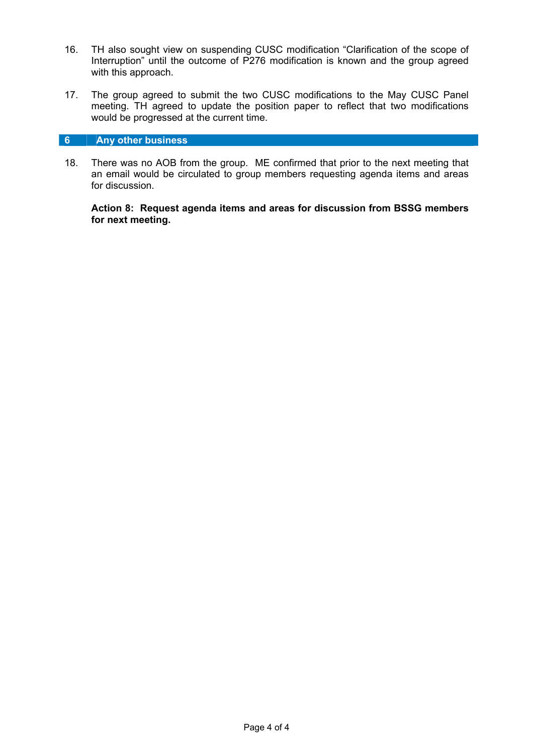16. TH also sought view on suspending CUSC modification “Clarification of the scope of Interruption” until the outcome of P276 modification is known and the group agreed with this approach.

17. The group agreed to submit the two CUSC modifications to the May CUSC Panel meeting. TH agreed to update the position paper to reflect that two modifications would be progressed at the current time.

## 6 Any other business

18. There was no AOB from the group. ME confirmed that prior to the next meeting that an email would be circulated to group members requesting agenda items and areas for discussion.

    **Action 8: Request agenda items and areas for discussion from BSSG members for next meeting.**